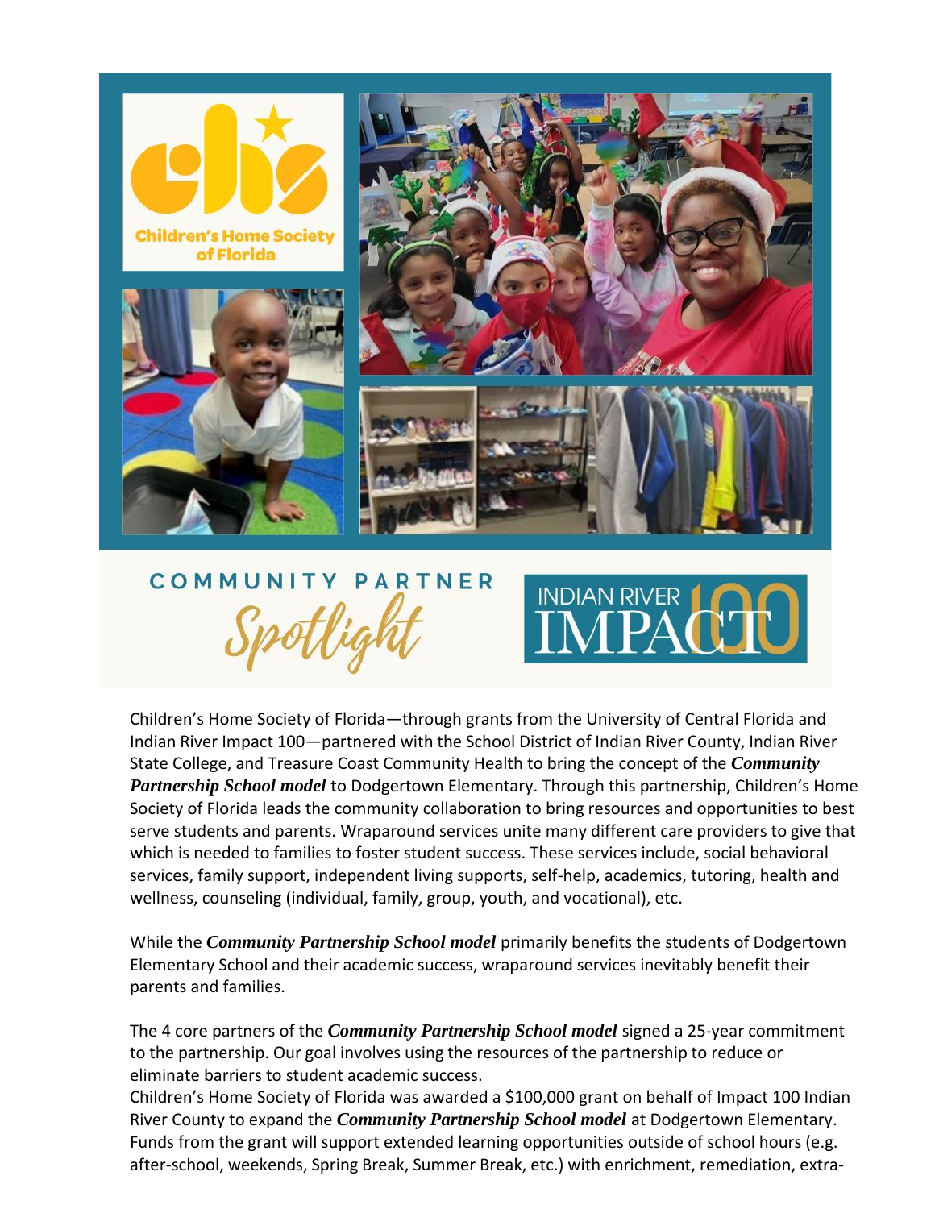# COMMUNITY PARTNER *Spotlight*

INDIAN RIVER IMPACT 100

Children's Home Society of Florida—through grants from the University of Central Florida and Indian River Impact 100—partnered with the School District of Indian River County, Indian River State College, and Treasure Coast Community Health to bring the concept of the ***Community Partnership School model*** to Dodgertown Elementary. Through this partnership, Children's Home Society of Florida leads the community collaboration to bring resources and opportunities to best serve students and parents. Wraparound services unite many different care providers to give that which is needed to families to foster student success. These services include, social behavioral services, family support, independent living supports, self-help, academics, tutoring, health and wellness, counseling (individual, family, group, youth, and vocational), etc.

While the ***Community Partnership School model*** primarily benefits the students of Dodgertown Elementary School and their academic success, wraparound services inevitably benefit their parents and families.

The 4 core partners of the ***Community Partnership School model*** signed a 25-year commitment to the partnership. Our goal involves using the resources of the partnership to reduce or eliminate barriers to student academic success.
Children's Home Society of Florida was awarded a $100,000 grant on behalf of Impact 100 Indian River County to expand the ***Community Partnership School model*** at Dodgertown Elementary. Funds from the grant will support extended learning opportunities outside of school hours (e.g. after-school, weekends, Spring Break, Summer Break, etc.) with enrichment, remediation, extra-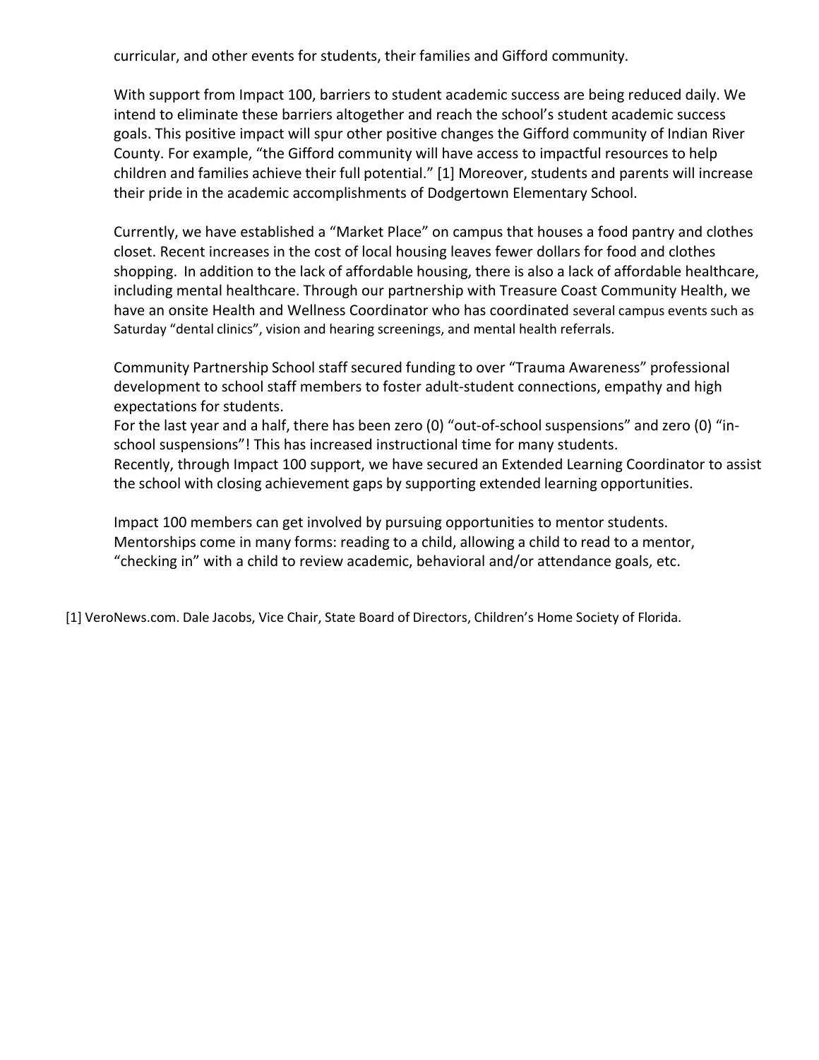curricular, and other events for students, their families and Gifford community.

With support from Impact 100, barriers to student academic success are being reduced daily. We intend to eliminate these barriers altogether and reach the school's student academic success goals. This positive impact will spur other positive changes the Gifford community of Indian River County. For example, "the Gifford community will have access to impactful resources to help children and families achieve their full potential." [1] Moreover, students and parents will increase their pride in the academic accomplishments of Dodgertown Elementary School.

Currently, we have established a "Market Place" on campus that houses a food pantry and clothes closet. Recent increases in the cost of local housing leaves fewer dollars for food and clothes shopping. In addition to the lack of affordable housing, there is also a lack of affordable healthcare, including mental healthcare. Through our partnership with Treasure Coast Community Health, we have an onsite Health and Wellness Coordinator who has coordinated several campus events such as Saturday "dental clinics", vision and hearing screenings, and mental health referrals.

Community Partnership School staff secured funding to over "Trauma Awareness" professional development to school staff members to foster adult-student connections, empathy and high expectations for students.
For the last year and a half, there has been zero (0) "out-of-school suspensions" and zero (0) "in-school suspensions"! This has increased instructional time for many students.
Recently, through Impact 100 support, we have secured an Extended Learning Coordinator to assist the school with closing achievement gaps by supporting extended learning opportunities.

Impact 100 members can get involved by pursuing opportunities to mentor students.
Mentorships come in many forms: reading to a child, allowing a child to read to a mentor, "checking in" with a child to review academic, behavioral and/or attendance goals, etc.

[1] VeroNews.com. Dale Jacobs, Vice Chair, State Board of Directors, Children's Home Society of Florida.